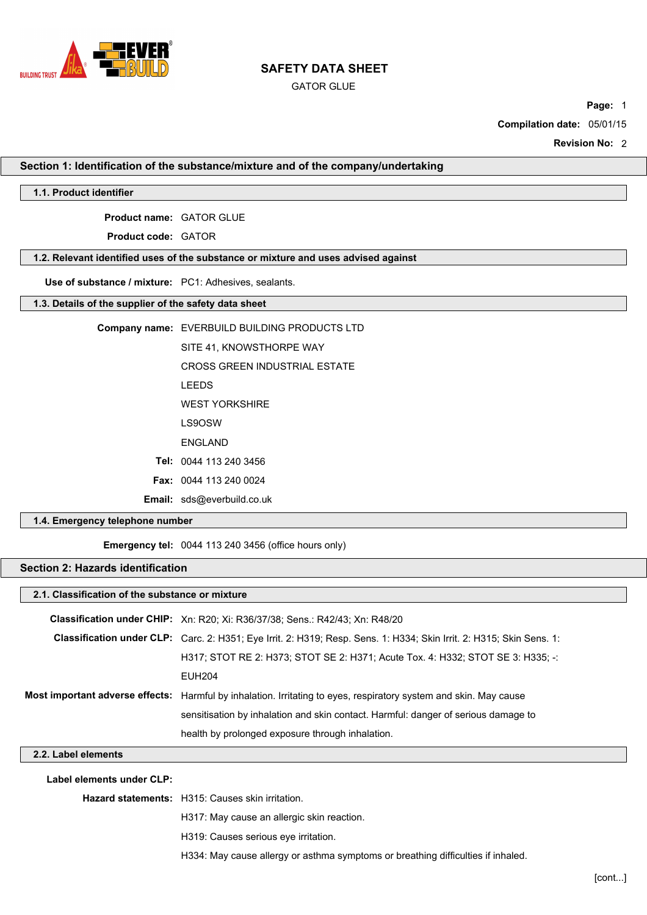# SAFETY DATA SHEET

GATOR GLUE

**Page:** 1

**Compilation date:** 05/01/15

**Revision No:** 2

## Section 1: Identification of the substance/mixture and of the company/undertaking

### 1.1. Product identifier

**Product name:** GATOR GLUE

**Product code:** GATOR

### 1.2. Relevant identified uses of the substance or mixture and uses advised against

**Use of substance / mixture:** PC1: Adhesives, sealants.

### 1.3. Details of the supplier of the safety data sheet

**Company name:** EVERBUILD BUILDING PRODUCTS LTD

SITE 41, KNOWSTHORPE WAY

CROSS GREEN INDUSTRIAL ESTATE

LEEDS

WEST YORKSHIRE

LS9OSW

ENGLAND

**Tel:** 0044 113 240 3456

**Fax:** 0044 113 240 0024

**Email:** sds@everbuild.co.uk

### 1.4. Emergency telephone number

**Emergency tel:** 0044 113 240 3456 (office hours only)

## Section 2: Hazards identification

### 2.1. Classification of the substance or mixture

**Classification under CHIP:** Xn: R20; Xi: R36/37/38; Sens.: R42/43; Xn: R48/20

**Classification under CLP:** Carc. 2: H351; Eye Irrit. 2: H319; Resp. Sens. 1: H334; Skin Irrit. 2: H315; Skin Sens. 1: H317; STOT RE 2: H373; STOT SE 2: H371; Acute Tox. 4: H332; STOT SE 3: H335; -: EUH204

**Most important adverse effects:** Harmful by inhalation. Irritating to eyes, respiratory system and skin. May cause sensitisation by inhalation and skin contact. Harmful: danger of serious damage to health by prolonged exposure through inhalation.

### 2.2. Label elements

**Label elements under CLP:**

**Hazard statements:** H315: Causes skin irritation.

H317: May cause an allergic skin reaction.

H319: Causes serious eye irritation.

H334: May cause allergy or asthma symptoms or breathing difficulties if inhaled.

[cont...]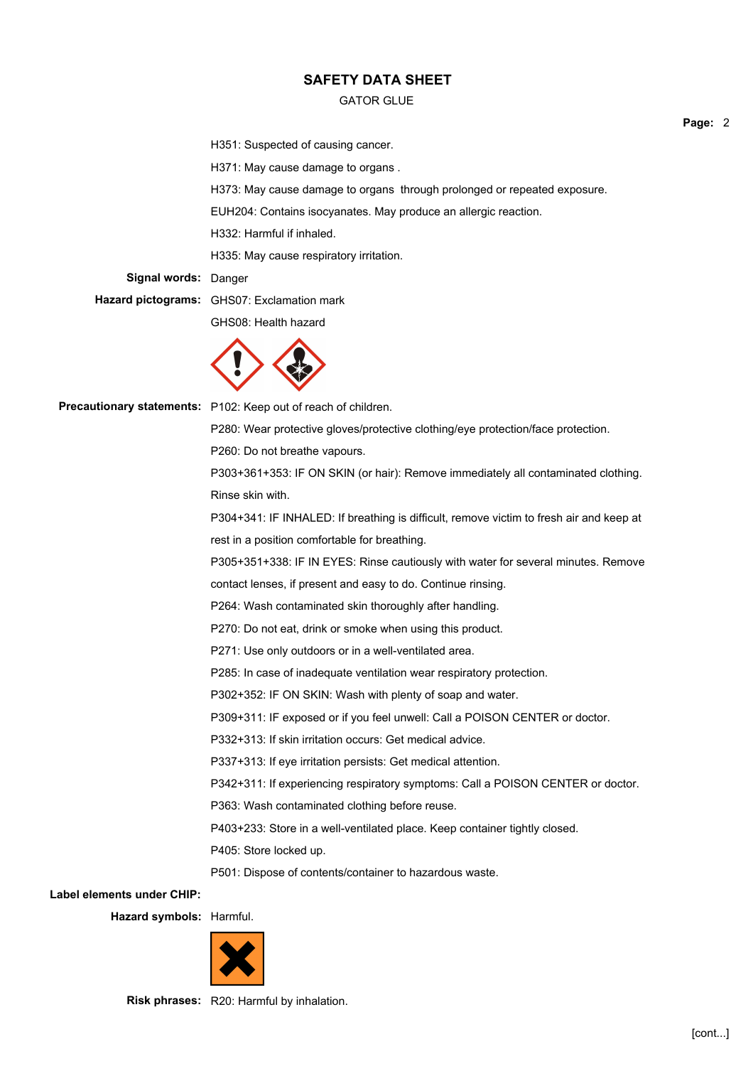H351: Suspected of causing cancer.

H371: May cause damage to organs .

H373: May cause damage to organs through prolonged or repeated exposure.

EUH204: Contains isocyanates. May produce an allergic reaction.

H332: Harmful if inhaled.

H335: May cause respiratory irritation.

**Signal words:** Danger

**Hazard pictograms:** GHS07: Exclamation mark

GHS08: Health hazard

**Precautionary statements:** P102: Keep out of reach of children.

P280: Wear protective gloves/protective clothing/eye protection/face protection.

P260: Do not breathe vapours.

P303+361+353: IF ON SKIN (or hair): Remove immediately all contaminated clothing. Rinse skin with.

P304+341: IF INHALED: If breathing is difficult, remove victim to fresh air and keep at rest in a position comfortable for breathing.

P305+351+338: IF IN EYES: Rinse cautiously with water for several minutes. Remove contact lenses, if present and easy to do. Continue rinsing.

P264: Wash contaminated skin thoroughly after handling.

P270: Do not eat, drink or smoke when using this product.

P271: Use only outdoors or in a well-ventilated area.

P285: In case of inadequate ventilation wear respiratory protection.

P302+352: IF ON SKIN: Wash with plenty of soap and water.

P309+311: IF exposed or if you feel unwell: Call a POISON CENTER or doctor.

P332+313: If skin irritation occurs: Get medical advice.

P337+313: If eye irritation persists: Get medical attention.

P342+311: If experiencing respiratory symptoms: Call a POISON CENTER or doctor.

P363: Wash contaminated clothing before reuse.

P403+233: Store in a well-ventilated place. Keep container tightly closed.

P405: Store locked up.

P501: Dispose of contents/container to hazardous waste.

**Label elements under CHIP:**

**Hazard symbols:** Harmful.

**Risk phrases:** R20: Harmful by inhalation.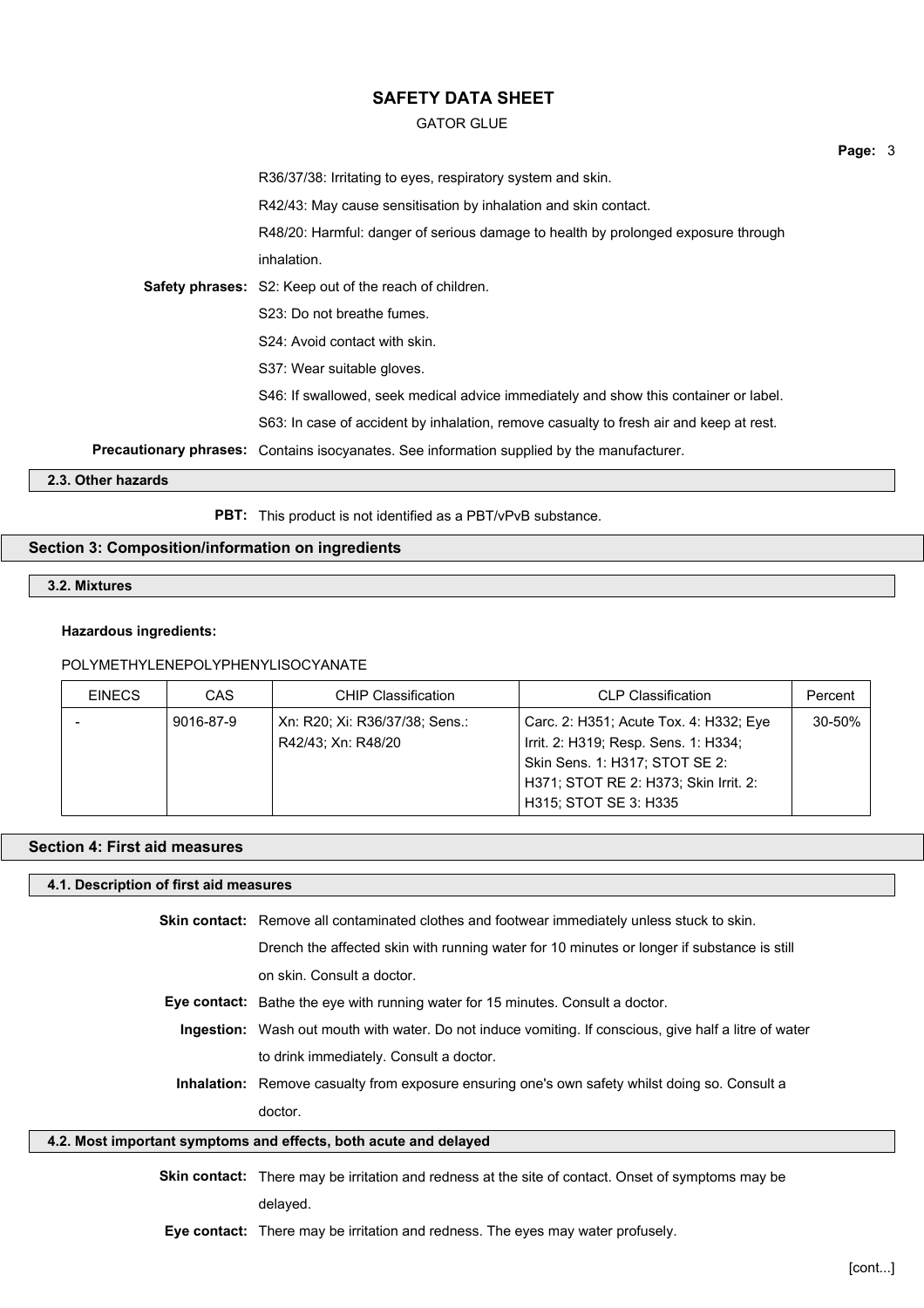R36/37/38: Irritating to eyes, respiratory system and skin.

R42/43: May cause sensitisation by inhalation and skin contact.

R48/20: Harmful: danger of serious damage to health by prolonged exposure through inhalation.

**Safety phrases:** S2: Keep out of the reach of children.

S23: Do not breathe fumes.

S24: Avoid contact with skin.

S37: Wear suitable gloves.

S46: If swallowed, seek medical advice immediately and show this container or label.

S63: In case of accident by inhalation, remove casualty to fresh air and keep at rest.

**Precautionary phrases:** Contains isocyanates. See information supplied by the manufacturer.

### 2.3. Other hazards

**PBT:** This product is not identified as a PBT/vPvB substance.

## Section 3: Composition/information on ingredients

### 3.2. Mixtures

**Hazardous ingredients:**

POLYMETHYLENEPOLYPHENYLISOCYANATE

| EINECS | CAS | CHIP Classification | CLP Classification | Percent |
|---|---|---|---|---|
| - | 9016-87-9 | Xn: R20; Xi: R36/37/38; Sens.: R42/43; Xn: R48/20 | Carc. 2: H351; Acute Tox. 4: H332; Eye Irrit. 2: H319; Resp. Sens. 1: H334; Skin Sens. 1: H317; STOT SE 2: H371; STOT RE 2: H373; Skin Irrit. 2: H315; STOT SE 3: H335 | 30-50% |

## Section 4: First aid measures

### 4.1. Description of first aid measures

**Skin contact:** Remove all contaminated clothes and footwear immediately unless stuck to skin. Drench the affected skin with running water for 10 minutes or longer if substance is still on skin. Consult a doctor.

**Eye contact:** Bathe the eye with running water for 15 minutes. Consult a doctor.

**Ingestion:** Wash out mouth with water. Do not induce vomiting. If conscious, give half a litre of water to drink immediately. Consult a doctor.

**Inhalation:** Remove casualty from exposure ensuring one's own safety whilst doing so. Consult a doctor.

### 4.2. Most important symptoms and effects, both acute and delayed

**Skin contact:** There may be irritation and redness at the site of contact. Onset of symptoms may be delayed.

**Eye contact:** There may be irritation and redness. The eyes may water profusely.

[cont...]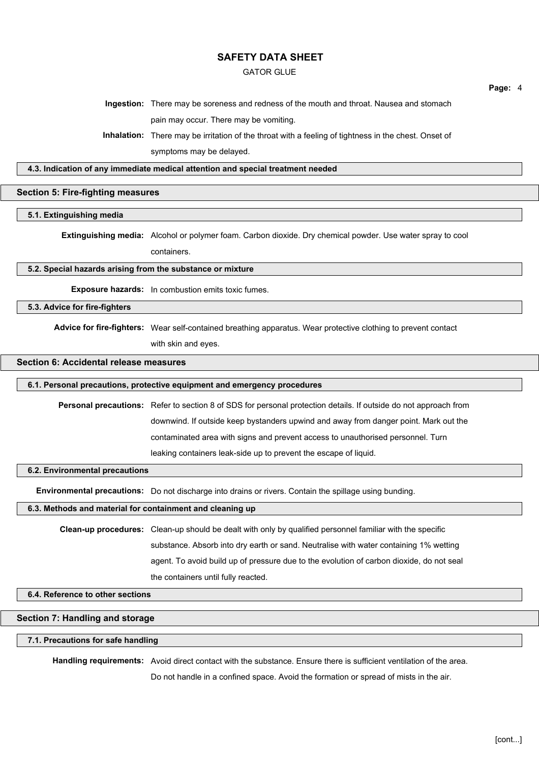**Ingestion:** There may be soreness and redness of the mouth and throat. Nausea and stomach pain may occur. There may be vomiting.

**Inhalation:** There may be irritation of the throat with a feeling of tightness in the chest. Onset of symptoms may be delayed.

### 4.3. Indication of any immediate medical attention and special treatment needed

## Section 5: Fire-fighting measures

### 5.1. Extinguishing media

**Extinguishing media:** Alcohol or polymer foam. Carbon dioxide. Dry chemical powder. Use water spray to cool containers.

### 5.2. Special hazards arising from the substance or mixture

**Exposure hazards:** In combustion emits toxic fumes.

### 5.3. Advice for fire-fighters

**Advice for fire-fighters:** Wear self-contained breathing apparatus. Wear protective clothing to prevent contact with skin and eyes.

## Section 6: Accidental release measures

### 6.1. Personal precautions, protective equipment and emergency procedures

**Personal precautions:** Refer to section 8 of SDS for personal protection details. If outside do not approach from downwind. If outside keep bystanders upwind and away from danger point. Mark out the contaminated area with signs and prevent access to unauthorised personnel. Turn leaking containers leak-side up to prevent the escape of liquid.

### 6.2. Environmental precautions

**Environmental precautions:** Do not discharge into drains or rivers. Contain the spillage using bunding.

### 6.3. Methods and material for containment and cleaning up

**Clean-up procedures:** Clean-up should be dealt with only by qualified personnel familiar with the specific substance. Absorb into dry earth or sand. Neutralise with water containing 1% wetting agent. To avoid build up of pressure due to the evolution of carbon dioxide, do not seal the containers until fully reacted.

### 6.4. Reference to other sections

## Section 7: Handling and storage

### 7.1. Precautions for safe handling

**Handling requirements:** Avoid direct contact with the substance. Ensure there is sufficient ventilation of the area. Do not handle in a confined space. Avoid the formation or spread of mists in the air.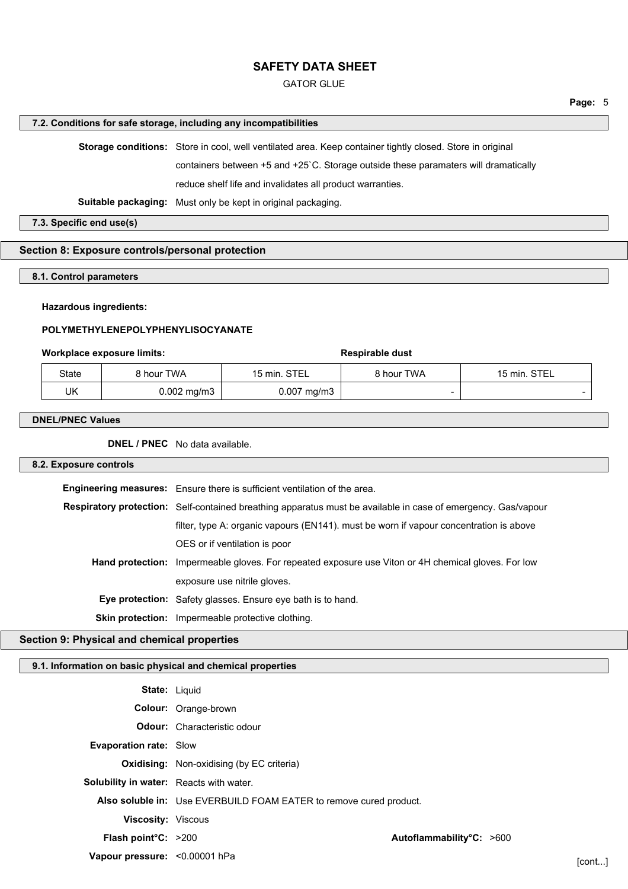### 7.2. Conditions for safe storage, including any incompatibilities

**Storage conditions:** Store in cool, well ventilated area. Keep container tightly closed. Store in original containers between +5 and +25`C. Storage outside these paramaters will dramatically reduce shelf life and invalidates all product warranties.

**Suitable packaging:** Must only be kept in original packaging.

### 7.3. Specific end use(s)

## Section 8: Exposure controls/personal protection

### 8.1. Control parameters

**Hazardous ingredients:**

**POLYMETHYLENEPOLYPHENYLISOCYANATE**

| **Workplace exposure limits:** | | | **Respirable dust** | |
|---|---|---|---|---|
| State | 8 hour TWA | 15 min. STEL | 8 hour TWA | 15 min. STEL |
| UK | 0.002 mg/m3 | 0.007 mg/m3 | - | - |

### DNEL/PNEC Values

**DNEL / PNEC** No data available.

### 8.2. Exposure controls

**Engineering measures:** Ensure there is sufficient ventilation of the area.

**Respiratory protection:** Self-contained breathing apparatus must be available in case of emergency. Gas/vapour filter, type A: organic vapours (EN141). must be worn if vapour concentration is above OES or if ventilation is poor

**Hand protection:** Impermeable gloves. For repeated exposure use Viton or 4H chemical gloves. For low exposure use nitrile gloves.

**Eye protection:** Safety glasses. Ensure eye bath is to hand.

**Skin protection:** Impermeable protective clothing.

## Section 9: Physical and chemical properties

### 9.1. Information on basic physical and chemical properties

**State:** Liquid

**Colour:** Orange-brown

**Odour:** Characteristic odour

**Evaporation rate:** Slow

**Oxidising:** Non-oxidising (by EC criteria)

**Solubility in water:** Reacts with water.

**Also soluble in:** Use EVERBUILD FOAM EATER to remove cured product.

**Viscosity:** Viscous

**Flash point°C:** >200 **Autoflammability°C:** >600

**Vapour pressure:** <0.00001 hPa

[cont...]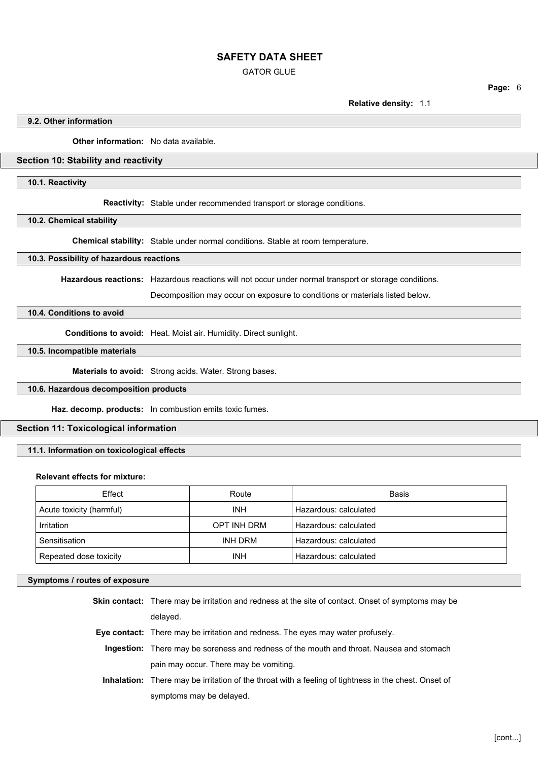**Relative density:** 1.1

### 9.2. Other information

**Other information:** No data available.

## Section 10: Stability and reactivity

### 10.1. Reactivity

**Reactivity:** Stable under recommended transport or storage conditions.

### 10.2. Chemical stability

**Chemical stability:** Stable under normal conditions. Stable at room temperature.

### 10.3. Possibility of hazardous reactions

**Hazardous reactions:** Hazardous reactions will not occur under normal transport or storage conditions.

Decomposition may occur on exposure to conditions or materials listed below.

### 10.4. Conditions to avoid

**Conditions to avoid:** Heat. Moist air. Humidity. Direct sunlight.

### 10.5. Incompatible materials

**Materials to avoid:** Strong acids. Water. Strong bases.

### 10.6. Hazardous decomposition products

**Haz. decomp. products:** In combustion emits toxic fumes.

## Section 11: Toxicological information

### 11.1. Information on toxicological effects

**Relevant effects for mixture:**

| Effect | Route | Basis |
| --- | --- | --- |
| Acute toxicity (harmful) | INH | Hazardous: calculated |
| Irritation | OPT INH DRM | Hazardous: calculated |
| Sensitisation | INH DRM | Hazardous: calculated |
| Repeated dose toxicity | INH | Hazardous: calculated |

### Symptoms / routes of exposure

**Skin contact:** There may be irritation and redness at the site of contact. Onset of symptoms may be delayed.

**Eye contact:** There may be irritation and redness. The eyes may water profusely.

**Ingestion:** There may be soreness and redness of the mouth and throat. Nausea and stomach pain may occur. There may be vomiting.

**Inhalation:** There may be irritation of the throat with a feeling of tightness in the chest. Onset of symptoms may be delayed.

[cont...]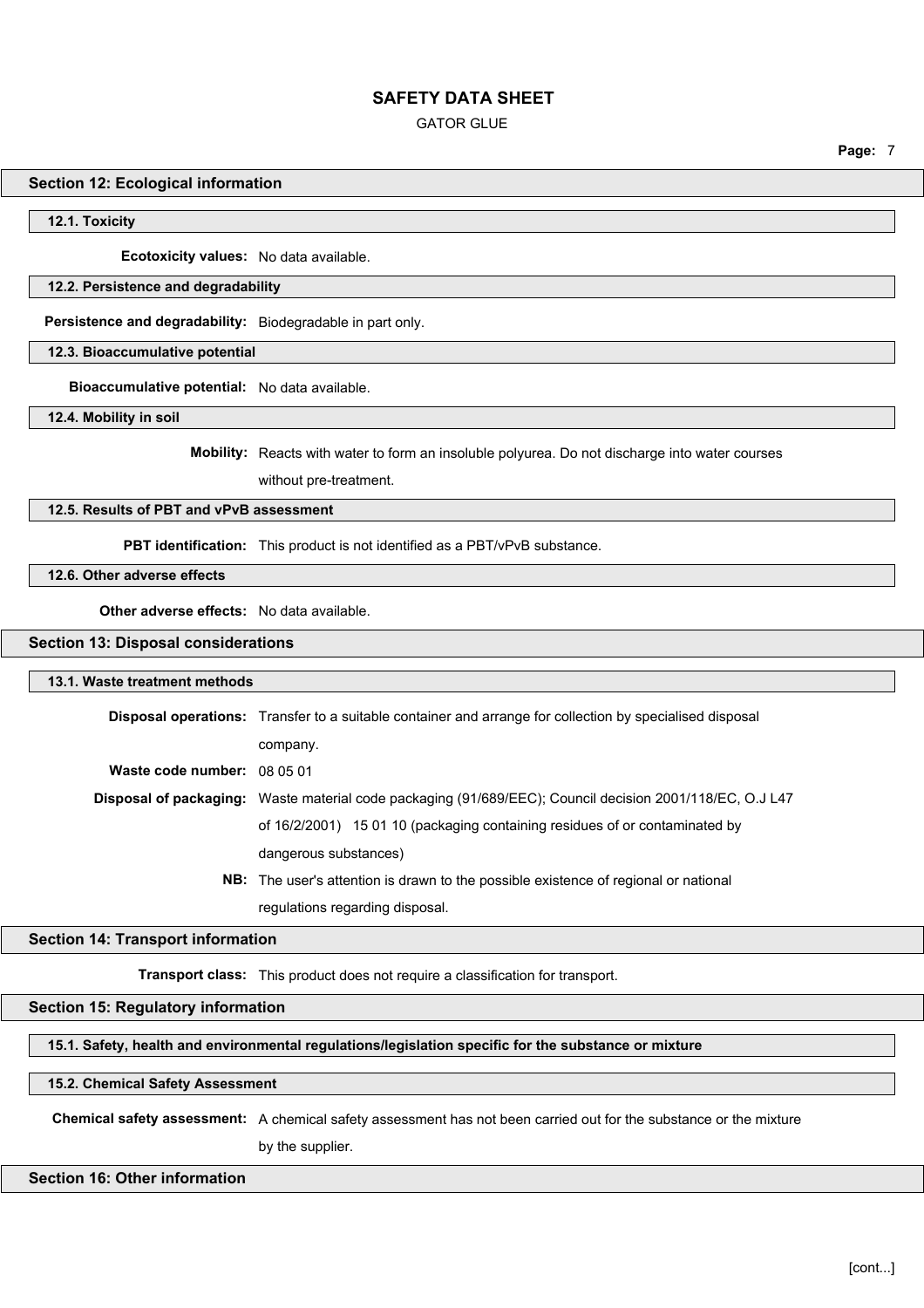## Section 12: Ecological information

### 12.1. Toxicity

**Ecotoxicity values:** No data available.

### 12.2. Persistence and degradability

**Persistence and degradability:** Biodegradable in part only.

### 12.3. Bioaccumulative potential

**Bioaccumulative potential:** No data available.

### 12.4. Mobility in soil

**Mobility:** Reacts with water to form an insoluble polyurea. Do not discharge into water courses without pre-treatment.

### 12.5. Results of PBT and vPvB assessment

**PBT identification:** This product is not identified as a PBT/vPvB substance.

### 12.6. Other adverse effects

**Other adverse effects:** No data available.

## Section 13: Disposal considerations

### 13.1. Waste treatment methods

**Disposal operations:** Transfer to a suitable container and arrange for collection by specialised disposal company.

**Waste code number:** 08 05 01

**Disposal of packaging:** Waste material code packaging (91/689/EEC); Council decision 2001/118/EC, O.J L47 of 16/2/2001) 15 01 10 (packaging containing residues of or contaminated by dangerous substances)

**NB:** The user's attention is drawn to the possible existence of regional or national regulations regarding disposal.

## Section 14: Transport information

**Transport class:** This product does not require a classification for transport.

## Section 15: Regulatory information

### 15.1. Safety, health and environmental regulations/legislation specific for the substance or mixture

### 15.2. Chemical Safety Assessment

**Chemical safety assessment:** A chemical safety assessment has not been carried out for the substance or the mixture by the supplier.

## Section 16: Other information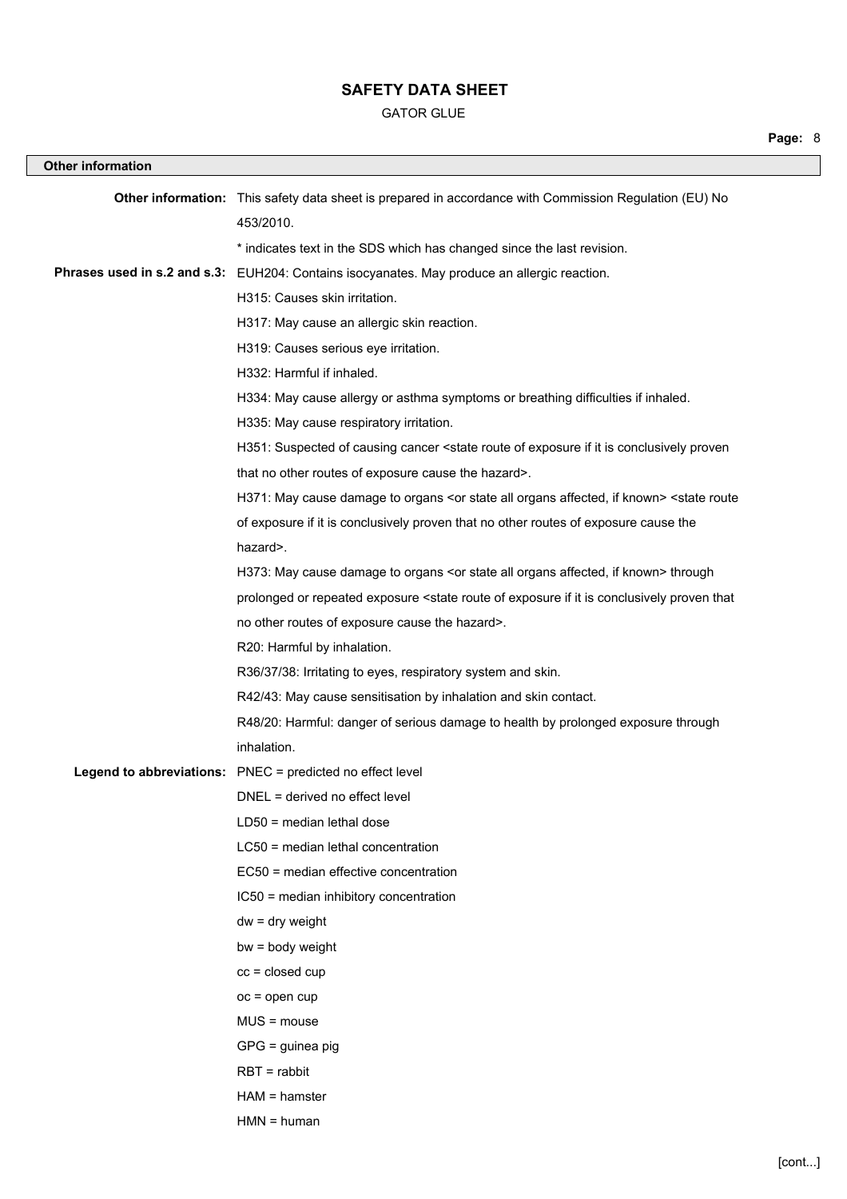## Other information

**Other information:** This safety data sheet is prepared in accordance with Commission Regulation (EU) No 453/2010.

* indicates text in the SDS which has changed since the last revision.

**Phrases used in s.2 and s.3:** EUH204: Contains isocyanates. May produce an allergic reaction.

H315: Causes skin irritation.

H317: May cause an allergic skin reaction.

H319: Causes serious eye irritation.

H332: Harmful if inhaled.

H334: May cause allergy or asthma symptoms or breathing difficulties if inhaled.

H335: May cause respiratory irritation.

H351: Suspected of causing cancer <state route of exposure if it is conclusively proven that no other routes of exposure cause the hazard>.

H371: May cause damage to organs <or state all organs affected, if known> <state route of exposure if it is conclusively proven that no other routes of exposure cause the hazard>.

H373: May cause damage to organs <or state all organs affected, if known> through prolonged or repeated exposure <state route of exposure if it is conclusively proven that no other routes of exposure cause the hazard>.

R20: Harmful by inhalation.

R36/37/38: Irritating to eyes, respiratory system and skin.

R42/43: May cause sensitisation by inhalation and skin contact.

R48/20: Harmful: danger of serious damage to health by prolonged exposure through inhalation.

**Legend to abbreviations:** PNEC = predicted no effect level

DNEL = derived no effect level

LD50 = median lethal dose

LC50 = median lethal concentration

EC50 = median effective concentration

IC50 = median inhibitory concentration

dw = dry weight

bw = body weight

cc = closed cup

oc = open cup

MUS = mouse

GPG = guinea pig

RBT = rabbit

HAM = hamster

HMN = human

[cont...]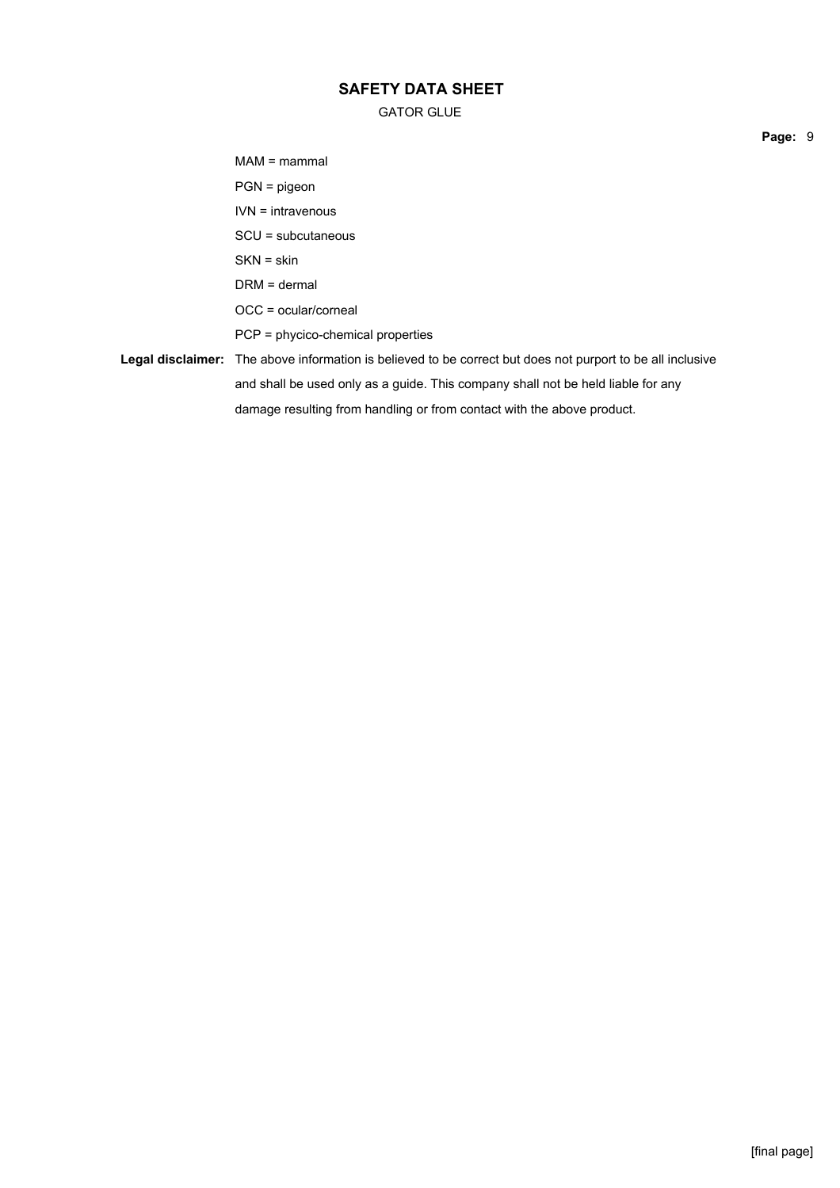MAM = mammal

PGN = pigeon

IVN = intravenous

SCU = subcutaneous

SKN = skin

DRM = dermal

OCC = ocular/corneal

PCP = phycico-chemical properties

**Legal disclaimer:** The above information is believed to be correct but does not purport to be all inclusive and shall be used only as a guide. This company shall not be held liable for any damage resulting from handling or from contact with the above product.

[final page]